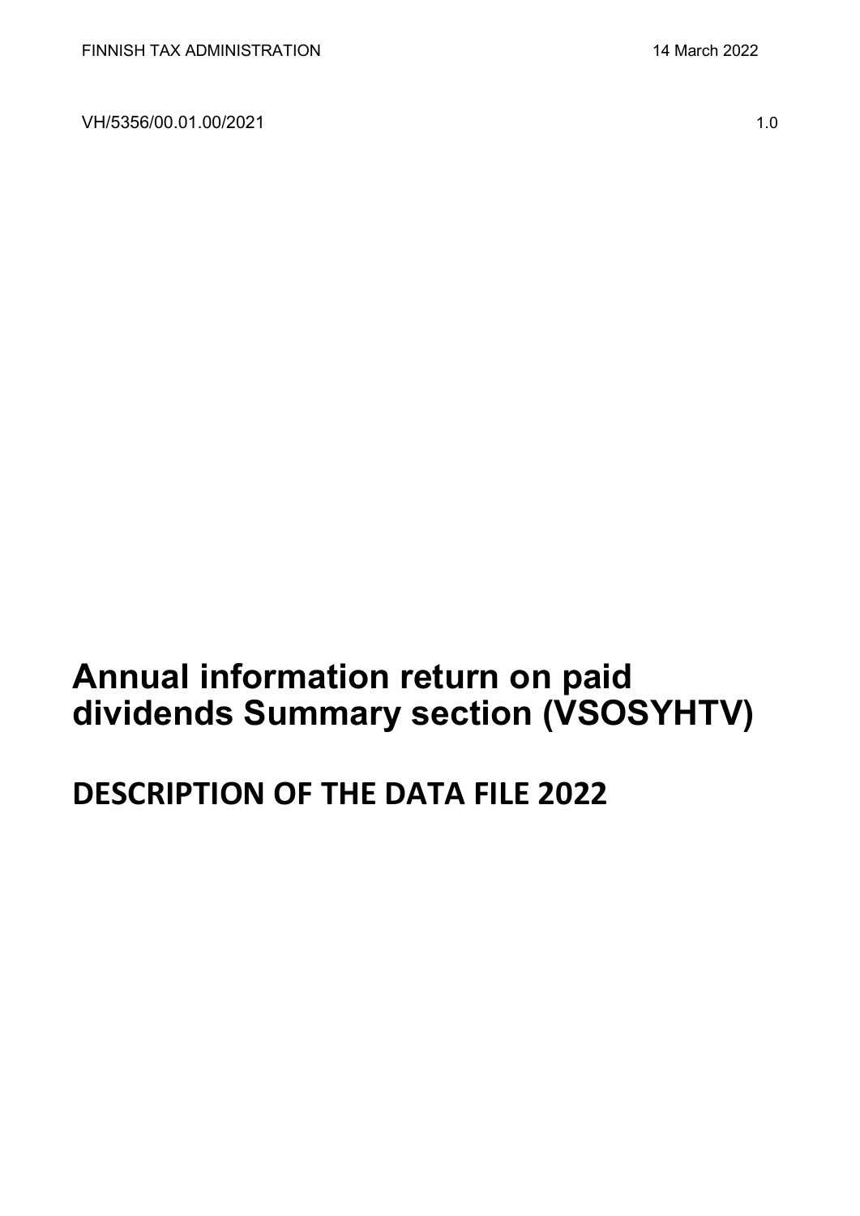FINNISH TAX ADMINISTRATION 14 March 2022

VH/5356/00.01.00/2021 1.0

# Annual information return on paid dividends Summary section (VSOSYHTV)

## DESCRIPTION OF THE DATA FILE 2022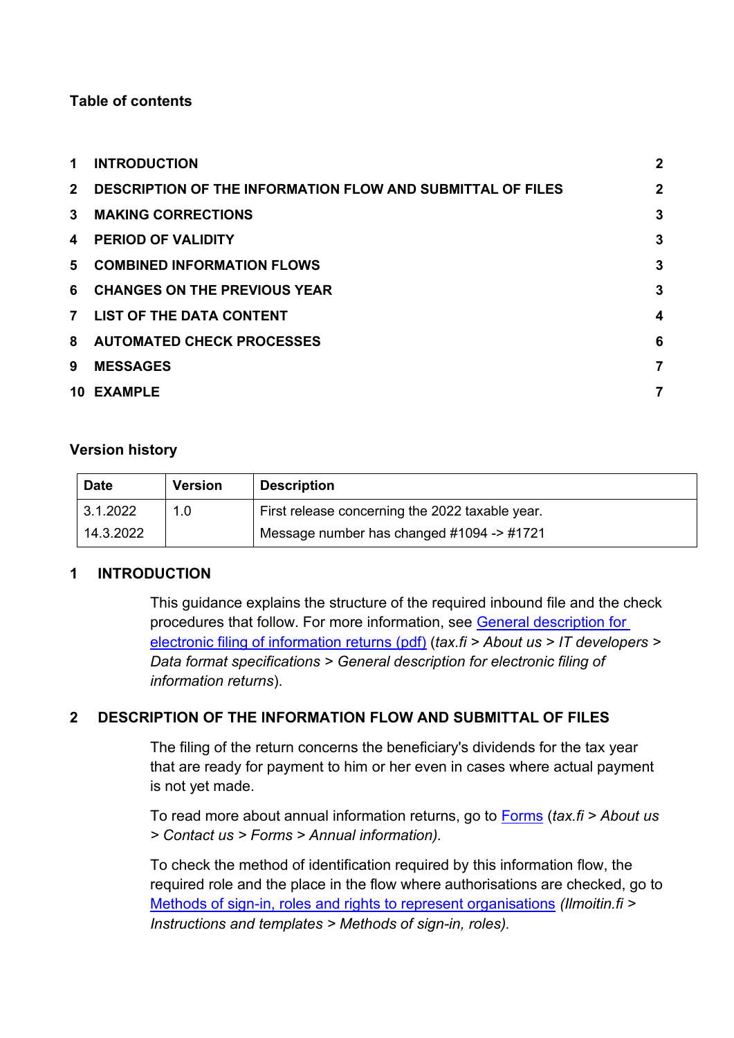**Table of contents**

| | | |
|---|---|---|
| 1 | INTRODUCTION | 2 |
| 2 | DESCRIPTION OF THE INFORMATION FLOW AND SUBMITTAL OF FILES | 2 |
| 3 | MAKING CORRECTIONS | 3 |
| 4 | PERIOD OF VALIDITY | 3 |
| 5 | COMBINED INFORMATION FLOWS | 3 |
| 6 | CHANGES ON THE PREVIOUS YEAR | 3 |
| 7 | LIST OF THE DATA CONTENT | 4 |
| 8 | AUTOMATED CHECK PROCESSES | 6 |
| 9 | MESSAGES | 7 |
| 10 | EXAMPLE | 7 |

**Version history**

| Date | Version | Description |
|---|---|---|
| 3.1.2022 | 1.0 | First release concerning the 2022 taxable year. |
| 14.3.2022 | | Message number has changed #1094 -> #1721 |

# 1 INTRODUCTION

This guidance explains the structure of the required inbound file and the check procedures that follow. For more information, see [General description for electronic filing of information returns (pdf)](#) (*tax.fi > About us > IT developers > Data format specifications > General description for electronic filing of information returns*).

# 2 DESCRIPTION OF THE INFORMATION FLOW AND SUBMITTAL OF FILES

The filing of the return concerns the beneficiary's dividends for the tax year that are ready for payment to him or her even in cases where actual payment is not yet made.

To read more about annual information returns, go to [Forms](#) (*tax.fi > About us > Contact us > Forms > Annual information).*

To check the method of identification required by this information flow, the required role and the place in the flow where authorisations are checked, go to [Methods of sign-in, roles and rights to represent organisations](#) *(Ilmoitin.fi > Instructions and templates > Methods of sign-in, roles).*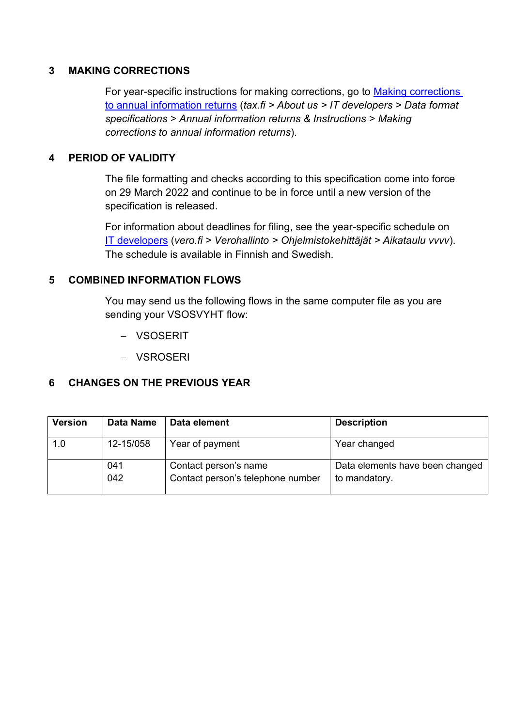## 3 MAKING CORRECTIONS

For year-specific instructions for making corrections, go to [Making corrections to annual information returns](#) (*tax.fi > About us > IT developers > Data format specifications > Annual information returns & Instructions > Making corrections to annual information returns*).

## 4 PERIOD OF VALIDITY

The file formatting and checks according to this specification come into force on 29 March 2022 and continue to be in force until a new version of the specification is released.

For information about deadlines for filing, see the year-specific schedule on [IT developers](#) (*vero.fi > Verohallinto > Ohjelmistokehittäjät > Aikataulu vvvv*). The schedule is available in Finnish and Swedish.

## 5 COMBINED INFORMATION FLOWS

You may send us the following flows in the same computer file as you are sending your VSOSVYHT flow:

- VSOSERIT
- VSROSERI

## 6 CHANGES ON THE PREVIOUS YEAR

| Version | Data Name | Data element | Description |
|---|---|---|---|
| 1.0 | 12-15/058 | Year of payment | Year changed |
| | 041<br>042 | Contact person's name<br>Contact person's telephone number | Data elements have been changed to mandatory. |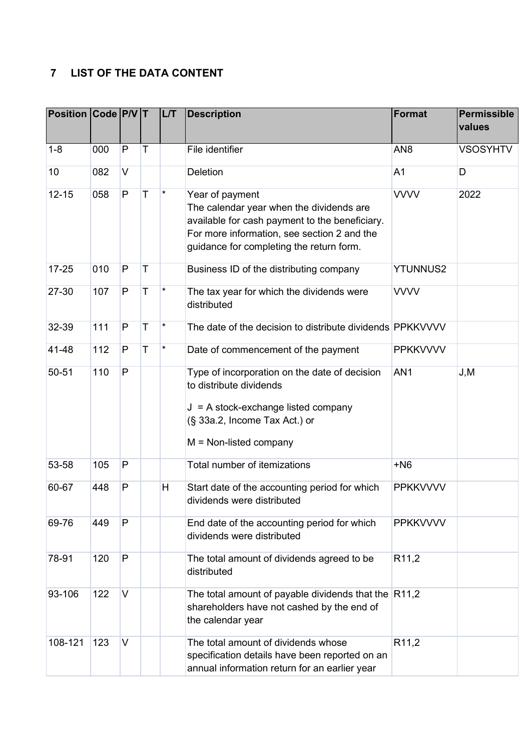## 7 LIST OF THE DATA CONTENT

| Position | Code | P/V | T | L/T | Description | Format | Permissible values |
|---|---|---|---|---|---|---|---|
| 1-8 | 000 | P | T | | File identifier | AN8 | VSOSYHTV |
| 10 | 082 | V | | | Deletion | A1 | D |
| 12-15 | 058 | P | T | * | Year of payment<br>The calendar year when the dividends are available for cash payment to the beneficiary. For more information, see section 2 and the guidance for completing the return form. | VVVV | 2022 |
| 17-25 | 010 | P | T | | Business ID of the distributing company | YTUNNUS2 | |
| 27-30 | 107 | P | T | * | The tax year for which the dividends were distributed | VVVV | |
| 32-39 | 111 | P | T | * | The date of the decision to distribute dividends | PPKKVVVV | |
| 41-48 | 112 | P | T | * | Date of commencement of the payment | PPKKVVVV | |
| 50-51 | 110 | P | | | Type of incorporation on the date of decision to distribute dividends<br><br>J = A stock-exchange listed company (§ 33a.2, Income Tax Act.) or<br><br>M = Non-listed company | AN1 | J,M |
| 53-58 | 105 | P | | | Total number of itemizations | +N6 | |
| 60-67 | 448 | P | | H | Start date of the accounting period for which dividends were distributed | PPKKVVVV | |
| 69-76 | 449 | P | | | End date of the accounting period for which dividends were distributed | PPKKVVVV | |
| 78-91 | 120 | P | | | The total amount of dividends agreed to be distributed | R11,2 | |
| 93-106 | 122 | V | | | The total amount of payable dividends that the shareholders have not cashed by the end of the calendar year | R11,2 | |
| 108-121 | 123 | V | | | The total amount of dividends whose specification details have been reported on an annual information return for an earlier year | R11,2 | |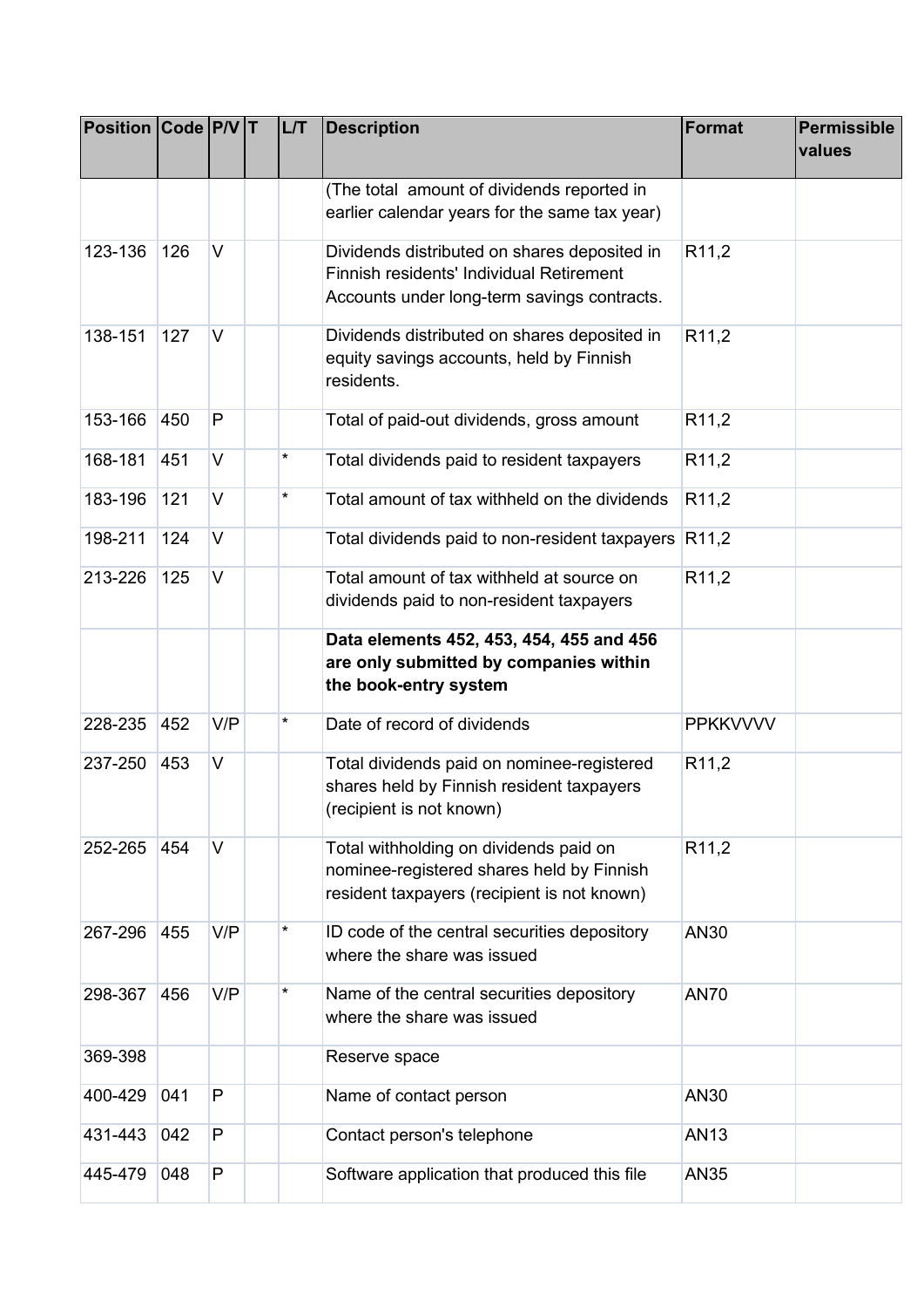| Position | Code | P/V | T | L/T | Description | Format | Permissible values |
|---|---|---|---|---|---|---|---|
| | | | | | (The total amount of dividends reported in earlier calendar years for the same tax year) | | |
| 123-136 | 126 | V | | | Dividends distributed on shares deposited in Finnish residents' Individual Retirement Accounts under long-term savings contracts. | R11,2 | |
| 138-151 | 127 | V | | | Dividends distributed on shares deposited in equity savings accounts, held by Finnish residents. | R11,2 | |
| 153-166 | 450 | P | | | Total of paid-out dividends, gross amount | R11,2 | |
| 168-181 | 451 | V | | * | Total dividends paid to resident taxpayers | R11,2 | |
| 183-196 | 121 | V | | * | Total amount of tax withheld on the dividends | R11,2 | |
| 198-211 | 124 | V | | | Total dividends paid to non-resident taxpayers | R11,2 | |
| 213-226 | 125 | V | | | Total amount of tax withheld at source on dividends paid to non-resident taxpayers | R11,2 | |
| | | | | | **Data elements 452, 453, 454, 455 and 456 are only submitted by companies within the book-entry system** | | |
| 228-235 | 452 | V/P | | * | Date of record of dividends | PPKKVVVV | |
| 237-250 | 453 | V | | | Total dividends paid on nominee-registered shares held by Finnish resident taxpayers (recipient is not known) | R11,2 | |
| 252-265 | 454 | V | | | Total withholding on dividends paid on nominee-registered shares held by Finnish resident taxpayers (recipient is not known) | R11,2 | |
| 267-296 | 455 | V/P | | * | ID code of the central securities depository where the share was issued | AN30 | |
| 298-367 | 456 | V/P | | * | Name of the central securities depository where the share was issued | AN70 | |
| 369-398 | | | | | Reserve space | | |
| 400-429 | 041 | P | | | Name of contact person | AN30 | |
| 431-443 | 042 | P | | | Contact person's telephone | AN13 | |
| 445-479 | 048 | P | | | Software application that produced this file | AN35 | |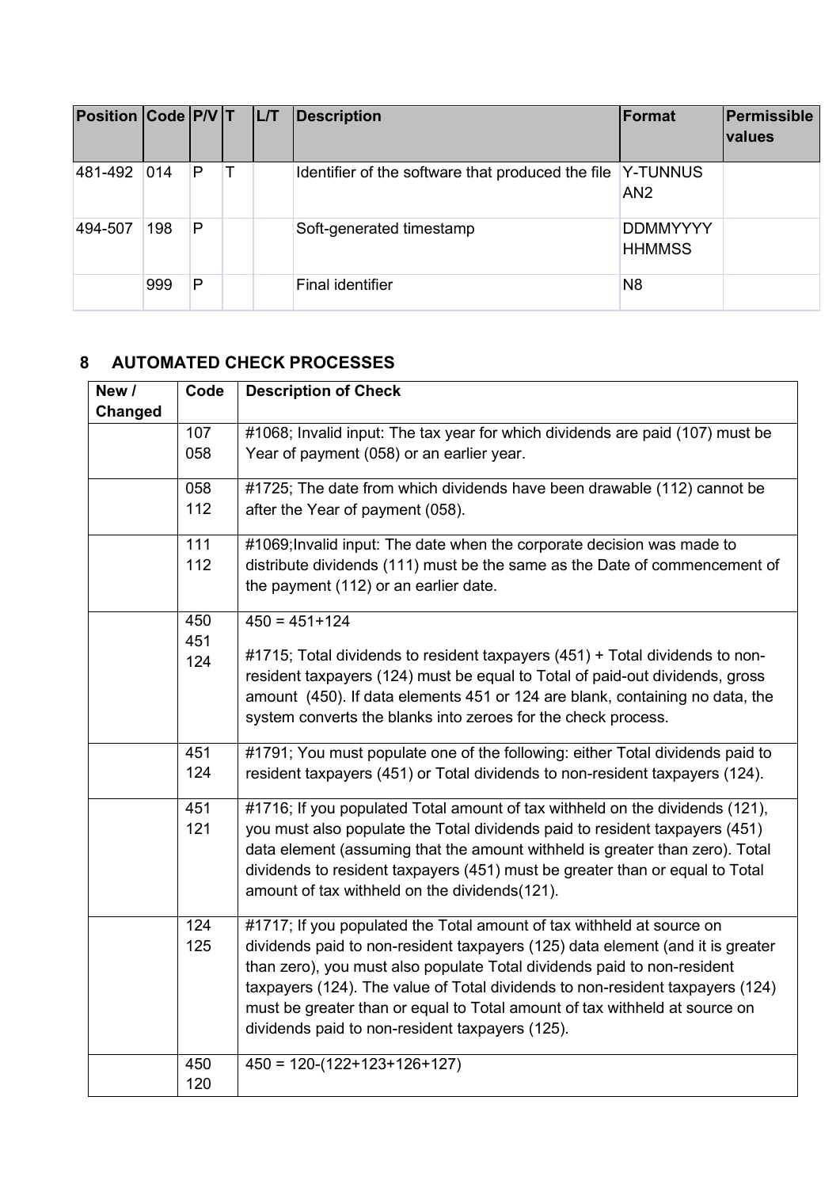| Position | Code | P/V | T | L/T | Description | Format | Permissible values |
|---|---|---|---|---|---|---|---|
| 481-492 | 014 | P | T | | Identifier of the software that produced the file | Y-TUNNUS AN2 | |
| 494-507 | 198 | P | | | Soft-generated timestamp | DDMMYYYY HHMMSS | |
| | 999 | P | | | Final identifier | N8 | |

## 8 AUTOMATED CHECK PROCESSES

| New / Changed | Code | Description of Check |
|---|---|---|
| | 107<br>058 | #1068; Invalid input: The tax year for which dividends are paid (107) must be Year of payment (058) or an earlier year. |
| | 058<br>112 | #1725; The date from which dividends have been drawable (112) cannot be after the Year of payment (058). |
| | 111<br>112 | #1069;Invalid input: The date when the corporate decision was made to distribute dividends (111) must be the same as the Date of commencement of the payment (112) or an earlier date. |
| | 450<br>451<br>124 | 450 = 451+124<br><br>#1715; Total dividends to resident taxpayers (451) + Total dividends to non-resident taxpayers (124) must be equal to Total of paid-out dividends, gross amount (450). If data elements 451 or 124 are blank, containing no data, the system converts the blanks into zeroes for the check process. |
| | 451<br>124 | #1791; You must populate one of the following: either Total dividends paid to resident taxpayers (451) or Total dividends to non-resident taxpayers (124). |
| | 451<br>121 | #1716; If you populated Total amount of tax withheld on the dividends (121), you must also populate the Total dividends paid to resident taxpayers (451) data element (assuming that the amount withheld is greater than zero). Total dividends to resident taxpayers (451) must be greater than or equal to Total amount of tax withheld on the dividends(121). |
| | 124<br>125 | #1717; If you populated the Total amount of tax withheld at source on dividends paid to non-resident taxpayers (125) data element (and it is greater than zero), you must also populate Total dividends paid to non-resident taxpayers (124). The value of Total dividends to non-resident taxpayers (124) must be greater than or equal to Total amount of tax withheld at source on dividends paid to non-resident taxpayers (125). |
| | 450<br>120 | 450 = 120-(122+123+126+127) |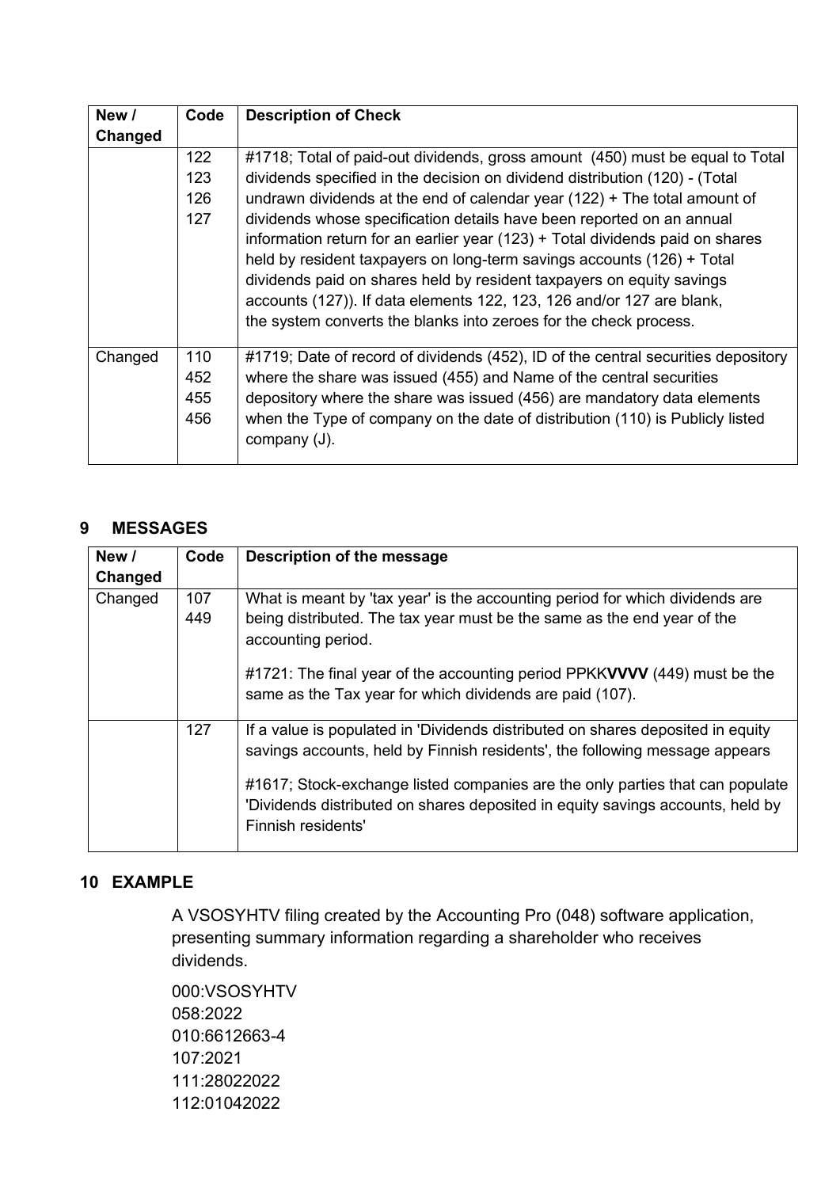| New / Changed | Code | Description of Check |
|---|---|---|
| | 122<br>123<br>126<br>127 | #1718; Total of paid-out dividends, gross amount (450) must be equal to Total dividends specified in the decision on dividend distribution (120) - (Total undrawn dividends at the end of calendar year (122) + The total amount of dividends whose specification details have been reported on an annual information return for an earlier year (123) + Total dividends paid on shares held by resident taxpayers on long-term savings accounts (126) + Total dividends paid on shares held by resident taxpayers on equity savings accounts (127)). If data elements 122, 123, 126 and/or 127 are blank, the system converts the blanks into zeroes for the check process. |
| Changed | 110<br>452<br>455<br>456 | #1719; Date of record of dividends (452), ID of the central securities depository where the share was issued (455) and Name of the central securities depository where the share was issued (456) are mandatory data elements when the Type of company on the date of distribution (110) is Publicly listed company (J). |

## 9 MESSAGES

| New / Changed | Code | Description of the message |
|---|---|---|
| Changed | 107<br>449 | What is meant by 'tax year' is the accounting period for which dividends are being distributed. The tax year must be the same as the end year of the accounting period.<br><br>#1721: The final year of the accounting period PPKK**VVVV** (449) must be the same as the Tax year for which dividends are paid (107). |
| | 127 | If a value is populated in 'Dividends distributed on shares deposited in equity savings accounts, held by Finnish residents', the following message appears<br><br>#1617; Stock-exchange listed companies are the only parties that can populate 'Dividends distributed on shares deposited in equity savings accounts, held by Finnish residents' |

## 10 EXAMPLE

A VSOSYHTV filing created by the Accounting Pro (048) software application, presenting summary information regarding a shareholder who receives dividends.

```
000:VSOSYHTV
058:2022
010:6612663-4
107:2021
111:28022022
112:01042022
```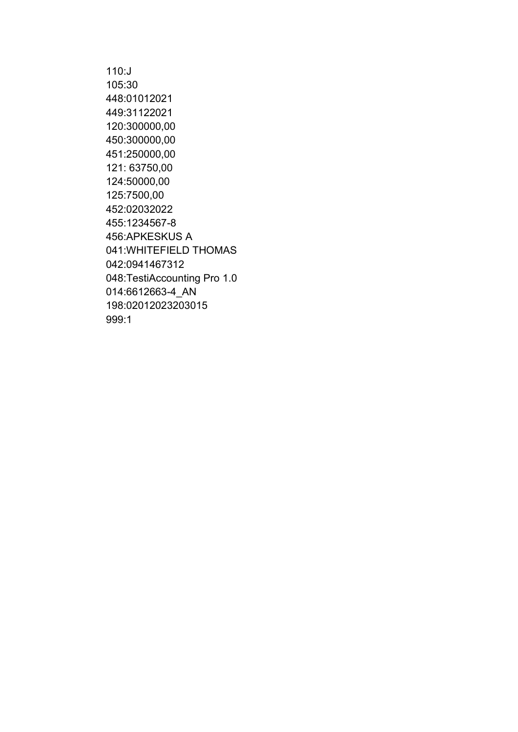110:J
105:30
448:01012021
449:31122021
120:300000,00
450:300000,00
451:250000,00
121: 63750,00
124:50000,00
125:7500,00
452:02032022
455:1234567-8
456:APKESKUS A
041:WHITEFIELD THOMAS
042:0941467312
048:TestiAccounting Pro 1.0
014:6612663-4_AN
198:02012023203015
999:1